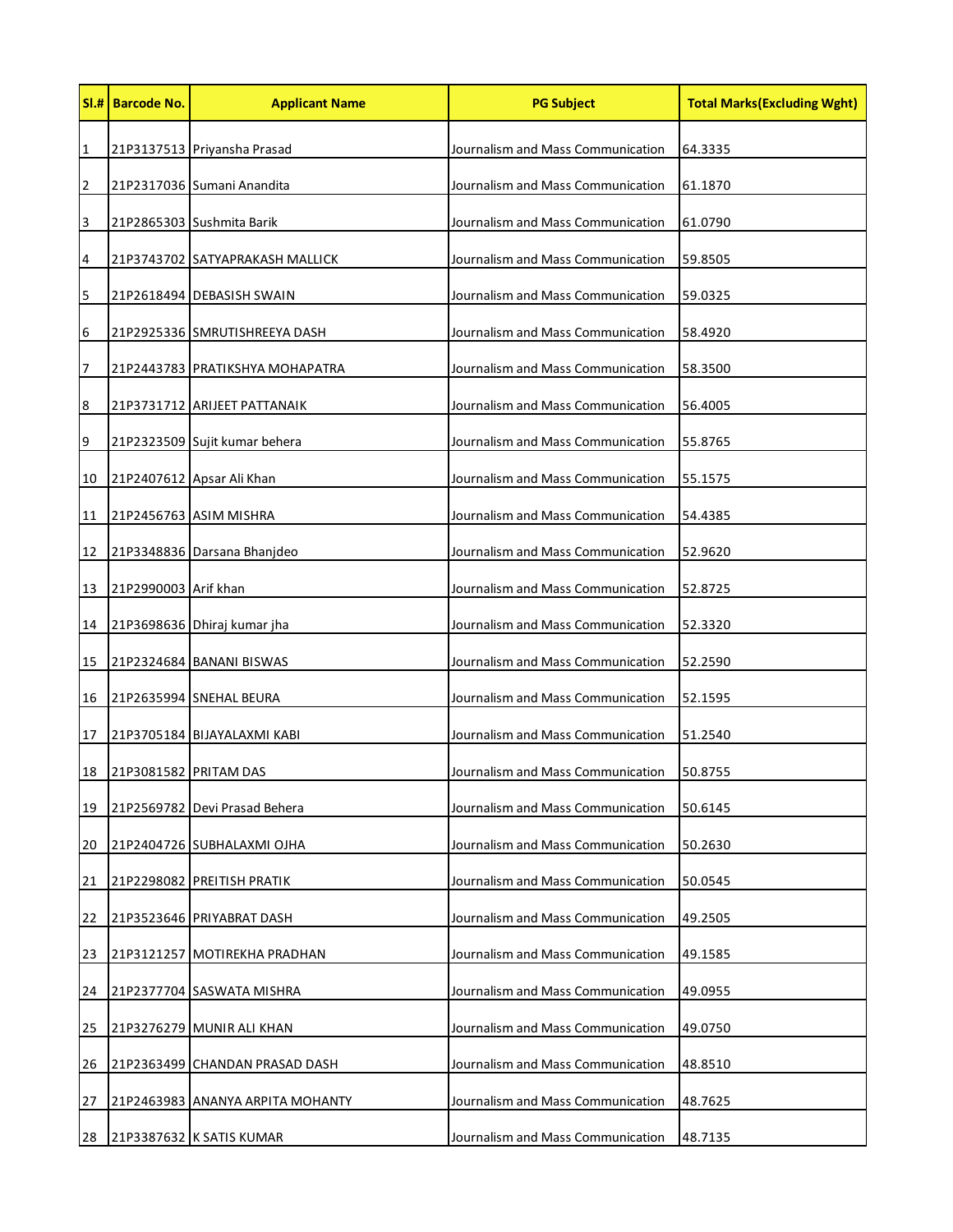| Sl.# | Barcode No. | Applicant Name | PG Subject | Total Marks(Excluding Wght) |
|---|---|---|---|---|
| 1 | 21P3137513 | Priyansha Prasad | Journalism and Mass Communication | 64.3335 |
| 2 | 21P2317036 | Sumani Anandita | Journalism and Mass Communication | 61.1870 |
| 3 | 21P2865303 | Sushmita Barik | Journalism and Mass Communication | 61.0790 |
| 4 | 21P3743702 | SATYAPRAKASH MALLICK | Journalism and Mass Communication | 59.8505 |
| 5 | 21P2618494 | DEBASISH SWAIN | Journalism and Mass Communication | 59.0325 |
| 6 | 21P2925336 | SMRUTISHREEYA DASH | Journalism and Mass Communication | 58.4920 |
| 7 | 21P2443783 | PRATIKSHYA MOHAPATRA | Journalism and Mass Communication | 58.3500 |
| 8 | 21P3731712 | ARIJEET PATTANAIK | Journalism and Mass Communication | 56.4005 |
| 9 | 21P2323509 | Sujit kumar behera | Journalism and Mass Communication | 55.8765 |
| 10 | 21P2407612 | Apsar Ali Khan | Journalism and Mass Communication | 55.1575 |
| 11 | 21P2456763 | ASIM MISHRA | Journalism and Mass Communication | 54.4385 |
| 12 | 21P3348836 | Darsana Bhanjdeo | Journalism and Mass Communication | 52.9620 |
| 13 | 21P2990003 | Arif khan | Journalism and Mass Communication | 52.8725 |
| 14 | 21P3698636 | Dhiraj kumar jha | Journalism and Mass Communication | 52.3320 |
| 15 | 21P2324684 | BANANI BISWAS | Journalism and Mass Communication | 52.2590 |
| 16 | 21P2635994 | SNEHAL BEURA | Journalism and Mass Communication | 52.1595 |
| 17 | 21P3705184 | BIJAYALAXMI KABI | Journalism and Mass Communication | 51.2540 |
| 18 | 21P3081582 | PRITAM DAS | Journalism and Mass Communication | 50.8755 |
| 19 | 21P2569782 | Devi Prasad Behera | Journalism and Mass Communication | 50.6145 |
| 20 | 21P2404726 | SUBHALAXMI OJHA | Journalism and Mass Communication | 50.2630 |
| 21 | 21P2298082 | PREITISH PRATIK | Journalism and Mass Communication | 50.0545 |
| 22 | 21P3523646 | PRIYABRAT DASH | Journalism and Mass Communication | 49.2505 |
| 23 | 21P3121257 | MOTIREKHA PRADHAN | Journalism and Mass Communication | 49.1585 |
| 24 | 21P2377704 | SASWATA MISHRA | Journalism and Mass Communication | 49.0955 |
| 25 | 21P3276279 | MUNIR ALI KHAN | Journalism and Mass Communication | 49.0750 |
| 26 | 21P2363499 | CHANDAN PRASAD DASH | Journalism and Mass Communication | 48.8510 |
| 27 | 21P2463983 | ANANYA ARPITA MOHANTY | Journalism and Mass Communication | 48.7625 |
| 28 | 21P3387632 | K SATIS KUMAR | Journalism and Mass Communication | 48.7135 |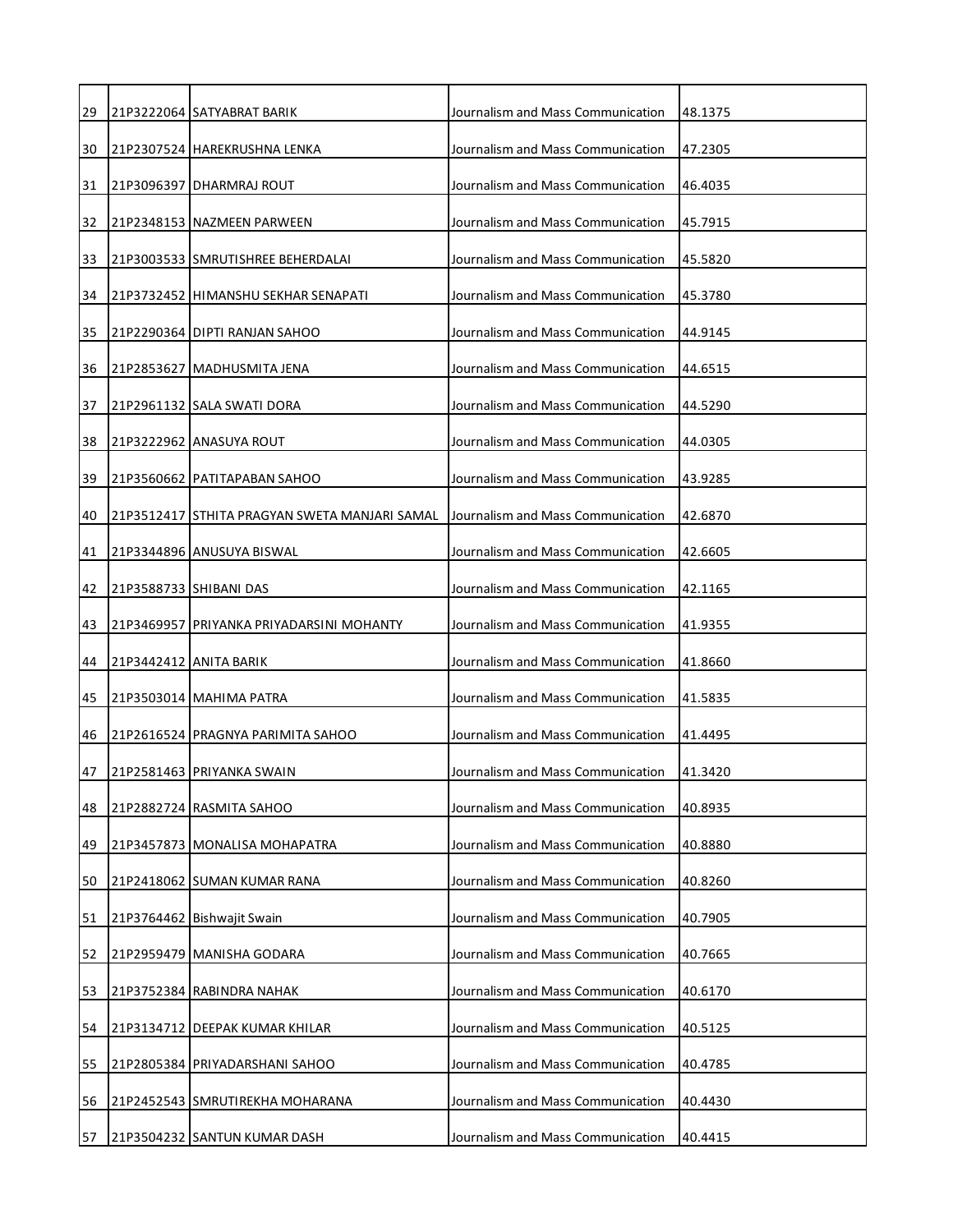| | | | | |
|---|---|---|---|---|
| 29 | 21P3222064 | SATYABRAT BARIK | Journalism and Mass Communication | 48.1375 |
| 30 | 21P2307524 | HAREKRUSHNA LENKA | Journalism and Mass Communication | 47.2305 |
| 31 | 21P3096397 | DHARMRAJ ROUT | Journalism and Mass Communication | 46.4035 |
| 32 | 21P2348153 | NAZMEEN PARWEEN | Journalism and Mass Communication | 45.7915 |
| 33 | 21P3003533 | SMRUTISHREE BEHERDALAI | Journalism and Mass Communication | 45.5820 |
| 34 | 21P3732452 | HIMANSHU SEKHAR SENAPATI | Journalism and Mass Communication | 45.3780 |
| 35 | 21P2290364 | DIPTI RANJAN SAHOO | Journalism and Mass Communication | 44.9145 |
| 36 | 21P2853627 | MADHUSMITA JENA | Journalism and Mass Communication | 44.6515 |
| 37 | 21P2961132 | SALA SWATI DORA | Journalism and Mass Communication | 44.5290 |
| 38 | 21P3222962 | ANASUYA ROUT | Journalism and Mass Communication | 44.0305 |
| 39 | 21P3560662 | PATITAPABAN SAHOO | Journalism and Mass Communication | 43.9285 |
| 40 | 21P3512417 | STHITA PRAGYAN SWETA MANJARI SAMAL | Journalism and Mass Communication | 42.6870 |
| 41 | 21P3344896 | ANUSUYA BISWAL | Journalism and Mass Communication | 42.6605 |
| 42 | 21P3588733 | SHIBANI DAS | Journalism and Mass Communication | 42.1165 |
| 43 | 21P3469957 | PRIYANKA PRIYADARSINI MOHANTY | Journalism and Mass Communication | 41.9355 |
| 44 | 21P3442412 | ANITA BARIK | Journalism and Mass Communication | 41.8660 |
| 45 | 21P3503014 | MAHIMA PATRA | Journalism and Mass Communication | 41.5835 |
| 46 | 21P2616524 | PRAGNYA PARIMITA SAHOO | Journalism and Mass Communication | 41.4495 |
| 47 | 21P2581463 | PRIYANKA SWAIN | Journalism and Mass Communication | 41.3420 |
| 48 | 21P2882724 | RASMITA SAHOO | Journalism and Mass Communication | 40.8935 |
| 49 | 21P3457873 | MONALISA MOHAPATRA | Journalism and Mass Communication | 40.8880 |
| 50 | 21P2418062 | SUMAN KUMAR RANA | Journalism and Mass Communication | 40.8260 |
| 51 | 21P3764462 | Bishwajit Swain | Journalism and Mass Communication | 40.7905 |
| 52 | 21P2959479 | MANISHA GODARA | Journalism and Mass Communication | 40.7665 |
| 53 | 21P3752384 | RABINDRA NAHAK | Journalism and Mass Communication | 40.6170 |
| 54 | 21P3134712 | DEEPAK KUMAR KHILAR | Journalism and Mass Communication | 40.5125 |
| 55 | 21P2805384 | PRIYADARSHANI SAHOO | Journalism and Mass Communication | 40.4785 |
| 56 | 21P2452543 | SMRUTIREKHA MOHARANA | Journalism and Mass Communication | 40.4430 |
| 57 | 21P3504232 | SANTUN KUMAR DASH | Journalism and Mass Communication | 40.4415 |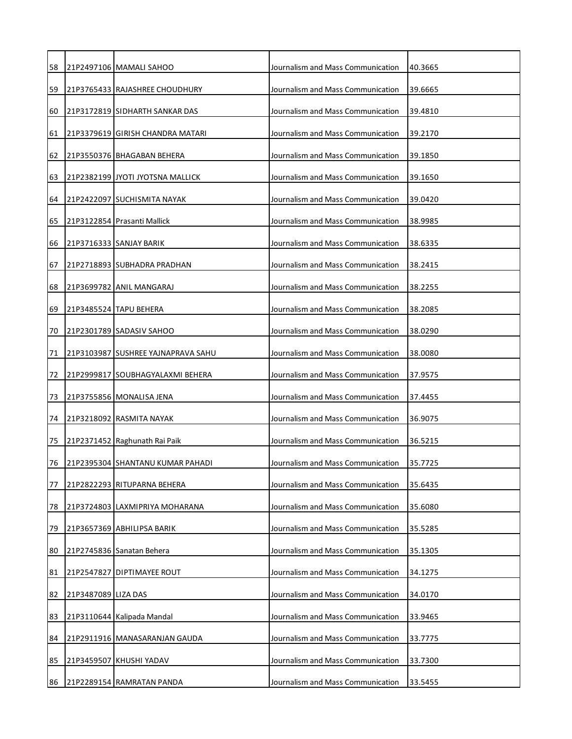| 58 | 21P2497106 | MAMALI SAHOO | Journalism and Mass Communication | 40.3665 |
|---|---|---|---|---|
| 59 | 21P3765433 | RAJASHREE CHOUDHURY | Journalism and Mass Communication | 39.6665 |
| 60 | 21P3172819 | SIDHARTH SANKAR DAS | Journalism and Mass Communication | 39.4810 |
| 61 | 21P3379619 | GIRISH CHANDRA MATARI | Journalism and Mass Communication | 39.2170 |
| 62 | 21P3550376 | BHAGABAN BEHERA | Journalism and Mass Communication | 39.1850 |
| 63 | 21P2382199 | JYOTI JYOTSNA MALLICK | Journalism and Mass Communication | 39.1650 |
| 64 | 21P2422097 | SUCHISMITA NAYAK | Journalism and Mass Communication | 39.0420 |
| 65 | 21P3122854 | Prasanti Mallick | Journalism and Mass Communication | 38.9985 |
| 66 | 21P3716333 | SANJAY BARIK | Journalism and Mass Communication | 38.6335 |
| 67 | 21P2718893 | SUBHADRA PRADHAN | Journalism and Mass Communication | 38.2415 |
| 68 | 21P3699782 | ANIL MANGARAJ | Journalism and Mass Communication | 38.2255 |
| 69 | 21P3485524 | TAPU BEHERA | Journalism and Mass Communication | 38.2085 |
| 70 | 21P2301789 | SADASIV SAHOO | Journalism and Mass Communication | 38.0290 |
| 71 | 21P3103987 | SUSHREE YAJNAPRAVA SAHU | Journalism and Mass Communication | 38.0080 |
| 72 | 21P2999817 | SOUBHAGYALAXMI BEHERA | Journalism and Mass Communication | 37.9575 |
| 73 | 21P3755856 | MONALISA JENA | Journalism and Mass Communication | 37.4455 |
| 74 | 21P3218092 | RASMITA NAYAK | Journalism and Mass Communication | 36.9075 |
| 75 | 21P2371452 | Raghunath Rai Paik | Journalism and Mass Communication | 36.5215 |
| 76 | 21P2395304 | SHANTANU KUMAR PAHADI | Journalism and Mass Communication | 35.7725 |
| 77 | 21P2822293 | RITUPARNA BEHERA | Journalism and Mass Communication | 35.6435 |
| 78 | 21P3724803 | LAXMIPRIYA MOHARANA | Journalism and Mass Communication | 35.6080 |
| 79 | 21P3657369 | ABHILIPSA BARIK | Journalism and Mass Communication | 35.5285 |
| 80 | 21P2745836 | Sanatan Behera | Journalism and Mass Communication | 35.1305 |
| 81 | 21P2547827 | DIPTIMAYEE ROUT | Journalism and Mass Communication | 34.1275 |
| 82 | 21P3487089 | LIZA DAS | Journalism and Mass Communication | 34.0170 |
| 83 | 21P3110644 | Kalipada Mandal | Journalism and Mass Communication | 33.9465 |
| 84 | 21P2911916 | MANASARANJAN GAUDA | Journalism and Mass Communication | 33.7775 |
| 85 | 21P3459507 | KHUSHI YADAV | Journalism and Mass Communication | 33.7300 |
| 86 | 21P2289154 | RAMRATAN PANDA | Journalism and Mass Communication | 33.5455 |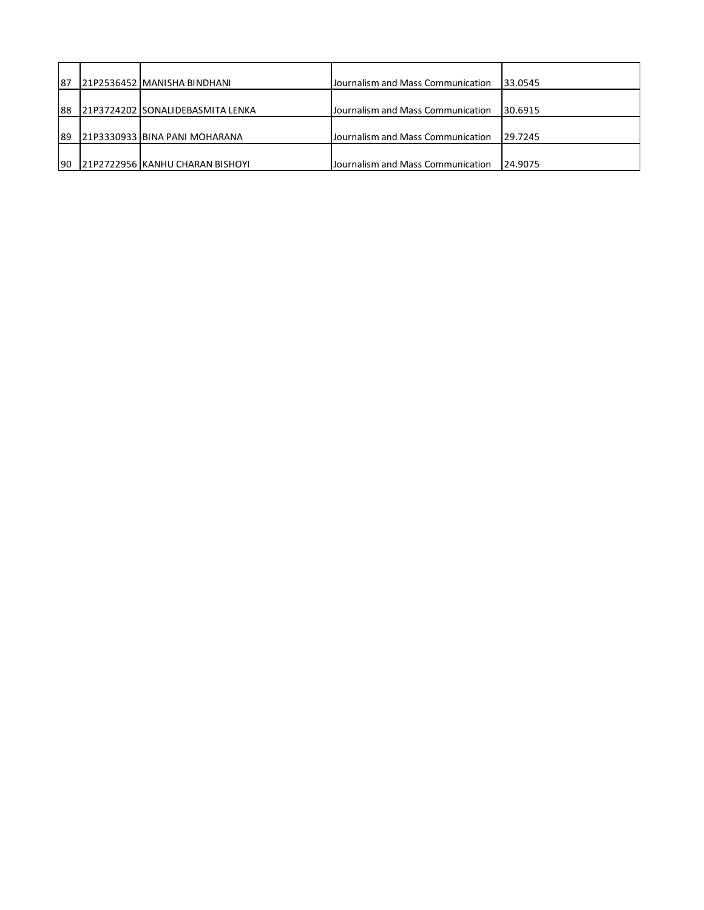| | | | | |
|---|---|---|---|---|
| 87 | 21P2536452 | MANISHA BINDHANI | Journalism and Mass Communication | 33.0545 |
| 88 | 21P3724202 | SONALIDEBASMITA LENKA | Journalism and Mass Communication | 30.6915 |
| 89 | 21P3330933 | BINA PANI MOHARANA | Journalism and Mass Communication | 29.7245 |
| 90 | 21P2722956 | KANHU CHARAN BISHOYI | Journalism and Mass Communication | 24.9075 |